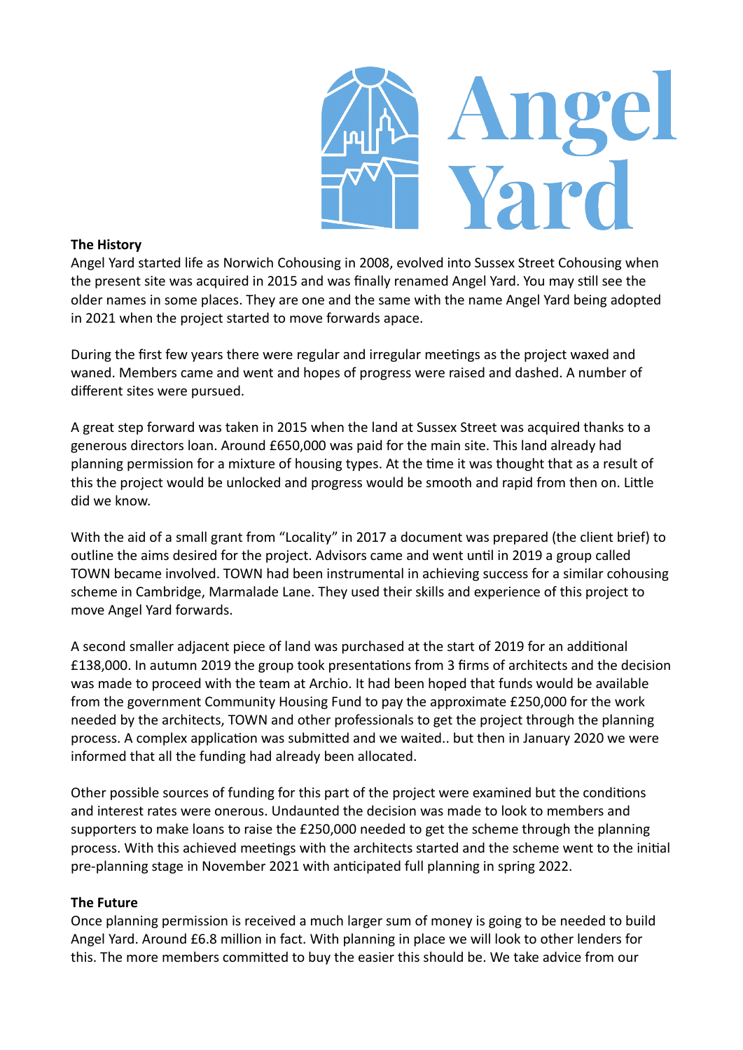# Angel Yard

**The History**

Angel Yard started life as Norwich Cohousing in 2008, evolved into Sussex Street Cohousing when the present site was acquired in 2015 and was finally renamed Angel Yard. You may still see the older names in some places. They are one and the same with the name Angel Yard being adopted in 2021 when the project started to move forwards apace.

During the first few years there were regular and irregular meetings as the project waxed and waned. Members came and went and hopes of progress were raised and dashed. A number of different sites were pursued.

A great step forward was taken in 2015 when the land at Sussex Street was acquired thanks to a generous directors loan. Around £650,000 was paid for the main site. This land already had planning permission for a mixture of housing types. At the time it was thought that as a result of this the project would be unlocked and progress would be smooth and rapid from then on. Little did we know.

With the aid of a small grant from "Locality" in 2017 a document was prepared (the client brief) to outline the aims desired for the project. Advisors came and went until in 2019 a group called TOWN became involved. TOWN had been instrumental in achieving success for a similar cohousing scheme in Cambridge, Marmalade Lane. They used their skills and experience of this project to move Angel Yard forwards.

A second smaller adjacent piece of land was purchased at the start of 2019 for an additional £138,000. In autumn 2019 the group took presentations from 3 firms of architects and the decision was made to proceed with the team at Archio. It had been hoped that funds would be available from the government Community Housing Fund to pay the approximate £250,000 for the work needed by the architects, TOWN and other professionals to get the project through the planning process. A complex application was submitted and we waited.. but then in January 2020 we were informed that all the funding had already been allocated.

Other possible sources of funding for this part of the project were examined but the conditions and interest rates were onerous. Undaunted the decision was made to look to members and supporters to make loans to raise the £250,000 needed to get the scheme through the planning process. With this achieved meetings with the architects started and the scheme went to the initial pre-planning stage in November 2021 with anticipated full planning in spring 2022.

**The Future**

Once planning permission is received a much larger sum of money is going to be needed to build Angel Yard. Around £6.8 million in fact. With planning in place we will look to other lenders for this. The more members committed to buy the easier this should be. We take advice from our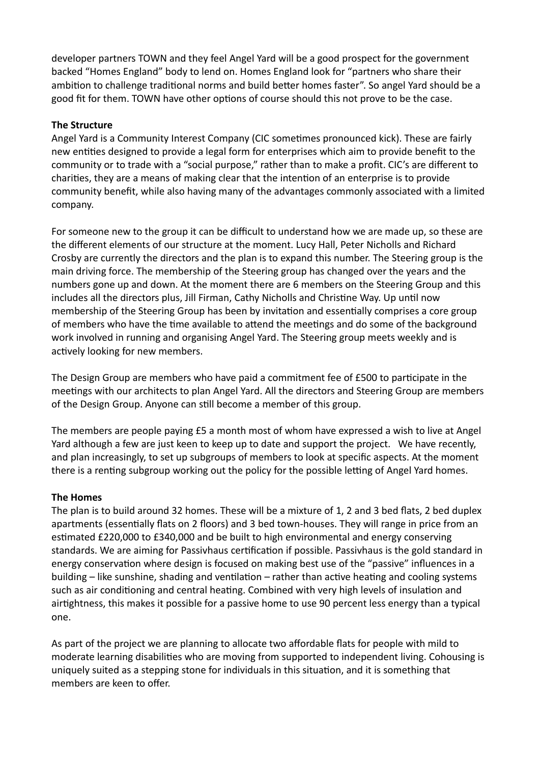developer partners TOWN and they feel Angel Yard will be a good prospect for the government backed "Homes England" body to lend on. Homes England look for "partners who share their ambition to challenge traditional norms and build better homes faster". So angel Yard should be a good fit for them. TOWN have other options of course should this not prove to be the case.

**The Structure**

Angel Yard is a Community Interest Company (CIC sometimes pronounced kick). These are fairly new entities designed to provide a legal form for enterprises which aim to provide benefit to the community or to trade with a "social purpose," rather than to make a profit. CIC's are different to charities, they are a means of making clear that the intention of an enterprise is to provide community benefit, while also having many of the advantages commonly associated with a limited company.

For someone new to the group it can be difficult to understand how we are made up, so these are the different elements of our structure at the moment. Lucy Hall, Peter Nicholls and Richard Crosby are currently the directors and the plan is to expand this number. The Steering group is the main driving force. The membership of the Steering group has changed over the years and the numbers gone up and down. At the moment there are 6 members on the Steering Group and this includes all the directors plus, Jill Firman, Cathy Nicholls and Christine Way. Up until now membership of the Steering Group has been by invitation and essentially comprises a core group of members who have the time available to attend the meetings and do some of the background work involved in running and organising Angel Yard. The Steering group meets weekly and is actively looking for new members.

The Design Group are members who have paid a commitment fee of £500 to participate in the meetings with our architects to plan Angel Yard. All the directors and Steering Group are members of the Design Group. Anyone can still become a member of this group.

The members are people paying £5 a month most of whom have expressed a wish to live at Angel Yard although a few are just keen to keep up to date and support the project. We have recently, and plan increasingly, to set up subgroups of members to look at specific aspects. At the moment there is a renting subgroup working out the policy for the possible letting of Angel Yard homes.

**The Homes**

The plan is to build around 32 homes. These will be a mixture of 1, 2 and 3 bed flats, 2 bed duplex apartments (essentially flats on 2 floors) and 3 bed town-houses. They will range in price from an estimated £220,000 to £340,000 and be built to high environmental and energy conserving standards. We are aiming for Passivhaus certification if possible. Passivhaus is the gold standard in energy conservation where design is focused on making best use of the "passive" influences in a building – like sunshine, shading and ventilation – rather than active heating and cooling systems such as air conditioning and central heating. Combined with very high levels of insulation and airtightness, this makes it possible for a passive home to use 90 percent less energy than a typical one.

As part of the project we are planning to allocate two affordable flats for people with mild to moderate learning disabilities who are moving from supported to independent living. Cohousing is uniquely suited as a stepping stone for individuals in this situation, and it is something that members are keen to offer.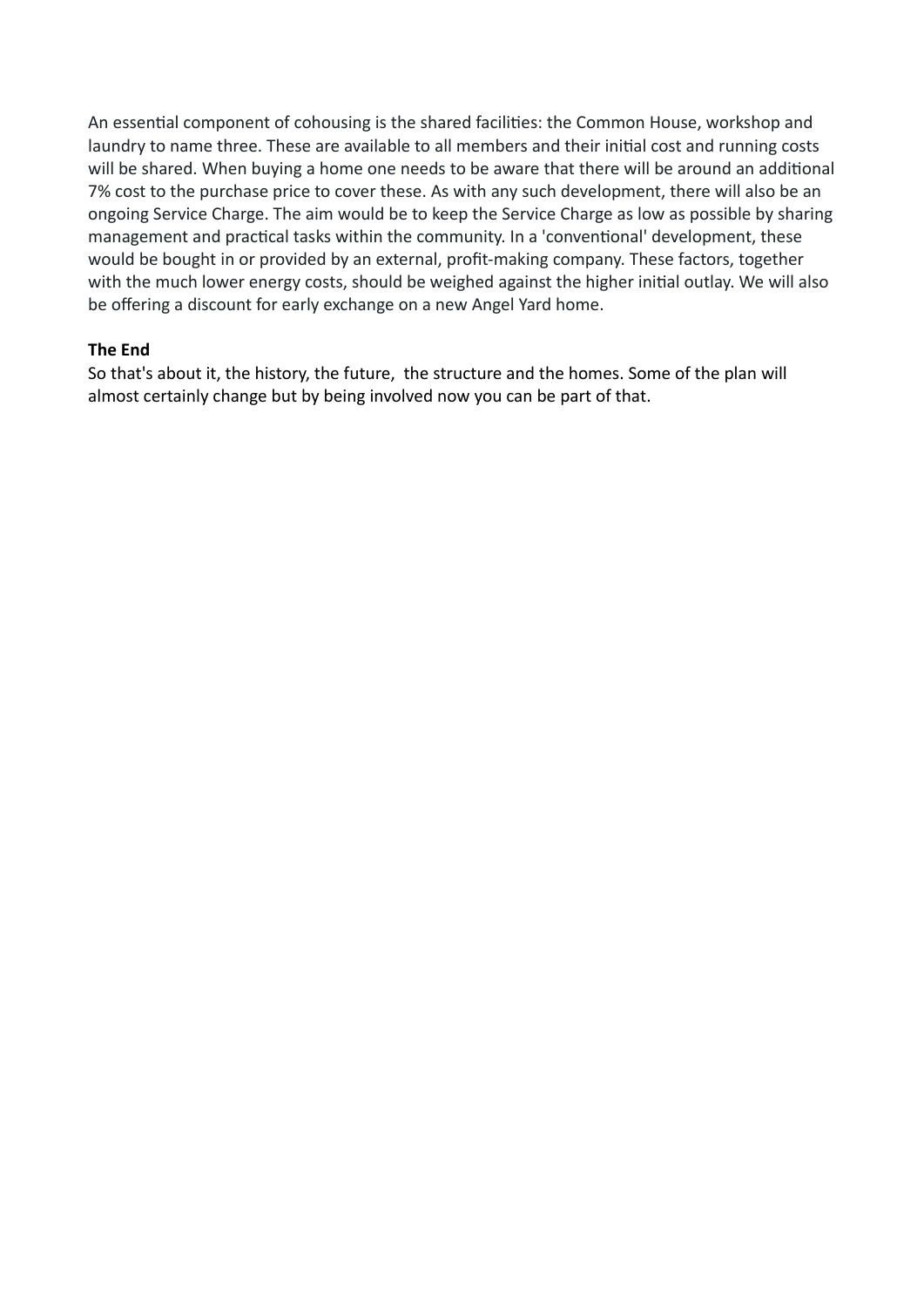An essential component of cohousing is the shared facilities: the Common House, workshop and laundry to name three. These are available to all members and their initial cost and running costs will be shared. When buying a home one needs to be aware that there will be around an additional 7% cost to the purchase price to cover these. As with any such development, there will also be an ongoing Service Charge. The aim would be to keep the Service Charge as low as possible by sharing management and practical tasks within the community. In a 'conventional' development, these would be bought in or provided by an external, profit-making company. These factors, together with the much lower energy costs, should be weighed against the higher initial outlay. We will also be offering a discount for early exchange on a new Angel Yard home.

**The End**

So that's about it, the history, the future,  the structure and the homes. Some of the plan will almost certainly change but by being involved now you can be part of that.